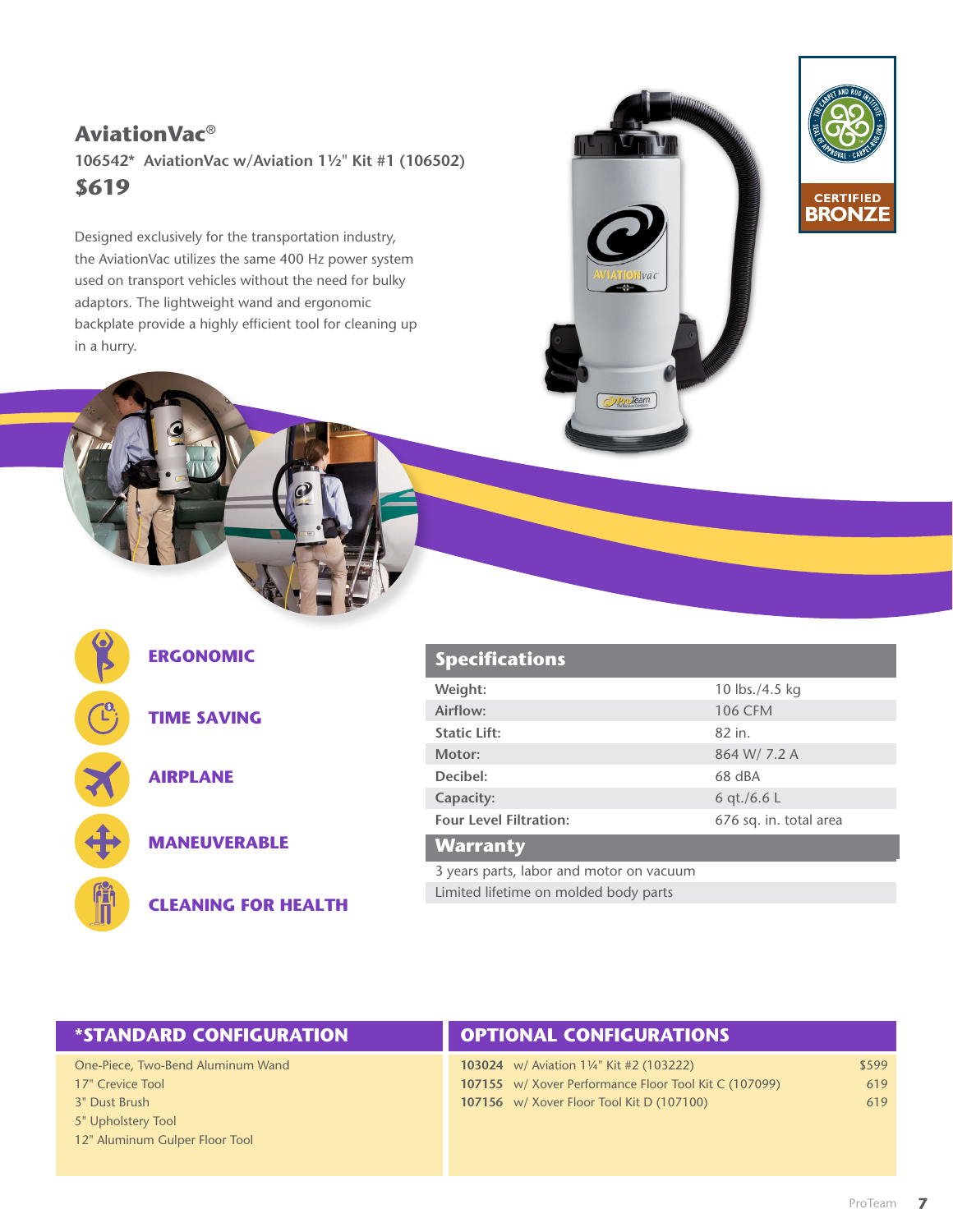# AviationVac®

**106542\* AviationVac w/Aviation 1½" Kit #1 (106502)**

**$619**

Designed exclusively for the transportation industry, the AviationVac utilizes the same 400 Hz power system used on transport vehicles without the need for bulky adaptors. The lightweight wand and ergonomic backplate provide a highly efficient tool for cleaning up in a hurry.

CERTIFIED BRONZE

- **ERGONOMIC**
- **TIME SAVING**
- **AIRPLANE**
- **MANEUVERABLE**
- **CLEANING FOR HEALTH**

## Specifications

| Specifications | |
|---|---|
| **Weight:** | 10 lbs./4.5 kg |
| **Airflow:** | 106 CFM |
| **Static Lift:** | 82 in. |
| **Motor:** | 864 W/ 7.2 A |
| **Decibel:** | 68 dBA |
| **Capacity:** | 6 qt./6.6 L |
| **Four Level Filtration:** | 676 sq. in. total area |

## Warranty

3 years parts, labor and motor on vacuum

Limited lifetime on molded body parts

## *STANDARD CONFIGURATION

One-Piece, Two-Bend Aluminum Wand
17" Crevice Tool
3" Dust Brush
5" Upholstery Tool
12" Aluminum Gulper Floor Tool

## OPTIONAL CONFIGURATIONS

| | | |
|---|---|---|
| **103024** | w/ Aviation 1¼" Kit #2 (103222) | $599 |
| **107155** | w/ Xover Performance Floor Tool Kit C (107099) | 619 |
| **107156** | w/ Xover Floor Tool Kit D (107100) | 619 |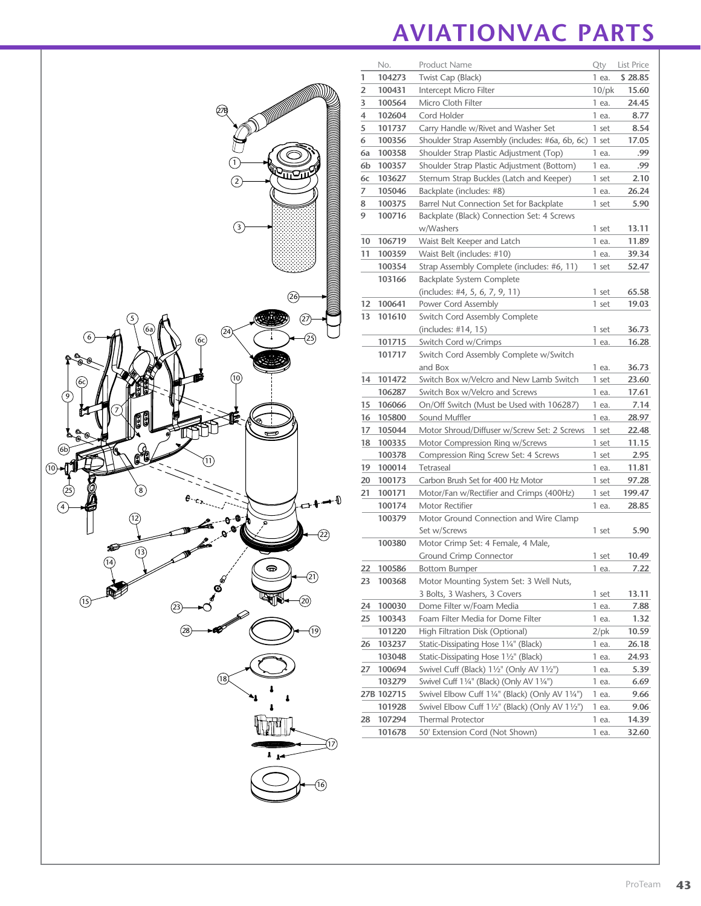# AVIATIONVAC PARTS

| | No. | Product Name | Qty | List Price |
|---|---|---|---|---|
| 1 | 104273 | Twist Cap (Black) | 1 ea. | $ 28.85 |
| 2 | 100431 | Intercept Micro Filter | 10/pk | 15.60 |
| 3 | 100564 | Micro Cloth Filter | 1 ea. | 24.45 |
| 4 | 102604 | Cord Holder | 1 ea. | 8.77 |
| 5 | 101737 | Carry Handle w/Rivet and Washer Set | 1 set | 8.54 |
| 6 | 100356 | Shoulder Strap Assembly (includes: #6a, 6b, 6c) | 1 set | 17.05 |
| 6a | 100358 | Shoulder Strap Plastic Adjustment (Top) | 1 ea. | .99 |
| 6b | 100357 | Shoulder Strap Plastic Adjustment (Bottom) | 1 ea. | .99 |
| 6c | 103627 | Sternum Strap Buckles (Latch and Keeper) | 1 set | 2.10 |
| 7 | 105046 | Backplate (includes: #8) | 1 ea. | 26.24 |
| 8 | 100375 | Barrel Nut Connection Set for Backplate | 1 set | 5.90 |
| 9 | 100716 | Backplate (Black) Connection Set: 4 Screws w/Washers | 1 set | 13.11 |
| 10 | 106719 | Waist Belt Keeper and Latch | 1 ea. | 11.89 |
| 11 | 100359 | Waist Belt (includes: #10) | 1 ea. | 39.34 |
| | 100354 | Strap Assembly Complete (includes: #6, 11) | 1 set | 52.47 |
| | 103166 | Backplate System Complete (includes: #4, 5, 6, 7, 9, 11) | 1 set | 65.58 |
| 12 | 100641 | Power Cord Assembly | 1 set | 19.03 |
| 13 | 101610 | Switch Cord Assembly Complete (includes: #14, 15) | 1 set | 36.73 |
| | 101715 | Switch Cord w/Crimps | 1 ea. | 16.28 |
| | 101717 | Switch Cord Assembly Complete w/Switch and Box | 1 ea. | 36.73 |
| 14 | 101472 | Switch Box w/Velcro and New Lamb Switch | 1 set | 23.60 |
| | 106287 | Switch Box w/Velcro and Screws | 1 ea. | 17.61 |
| 15 | 106066 | On/Off Switch (Must be Used with 106287) | 1 ea. | 7.14 |
| 16 | 105800 | Sound Muffler | 1 ea. | 28.97 |
| 17 | 105044 | Motor Shroud/Diffuser w/Screw Set: 2 Screws | 1 set | 22.48 |
| 18 | 100335 | Motor Compression Ring w/Screws | 1 set | 11.15 |
| | 100378 | Compression Ring Screw Set: 4 Screws | 1 set | 2.95 |
| 19 | 100014 | Tetraseal | 1 ea. | 11.81 |
| 20 | 100173 | Carbon Brush Set for 400 Hz Motor | 1 set | 97.28 |
| 21 | 100171 | Motor/Fan w/Rectifier and Crimps (400Hz) | 1 set | 199.47 |
| | 100174 | Motor Rectifier | 1 ea. | 28.85 |
| | 100379 | Motor Ground Connection and Wire Clamp Set w/Screws | 1 set | 5.90 |
| | 100380 | Motor Crimp Set: 4 Female, 4 Male, Ground Crimp Connector | 1 set | 10.49 |
| 22 | 100586 | Bottom Bumper | 1 ea. | 7.22 |
| 23 | 100368 | Motor Mounting System Set: 3 Well Nuts, 3 Bolts, 3 Washers, 3 Covers | 1 set | 13.11 |
| 24 | 100030 | Dome Filter w/Foam Media | 1 ea. | 7.88 |
| 25 | 100343 | Foam Filter Media for Dome Filter | 1 ea. | 1.32 |
| | 101220 | High Filtration Disk (Optional) | 2/pk | 10.59 |
| 26 | 103237 | Static-Dissipating Hose 1¼" (Black) | 1 ea. | 26.18 |
| | 103048 | Static-Dissipating Hose 1½" (Black) | 1 ea. | 24.93 |
| 27 | 100694 | Swivel Cuff (Black) 1½" (Only AV 1½") | 1 ea. | 5.39 |
| | 103279 | Swivel Cuff 1¼" (Black) (Only AV 1¼") | 1 ea. | 6.69 |
| 27B | 102715 | Swivel Elbow Cuff 1¼" (Black) (Only AV 1¼") | 1 ea. | 9.66 |
| | 101928 | Swivel Elbow Cuff 1½" (Black) (Only AV 1½") | 1 ea. | 9.06 |
| 28 | 107294 | Thermal Protector | 1 ea. | 14.39 |
| | 101678 | 50' Extension Cord (Not Shown) | 1 ea. | 32.60 |